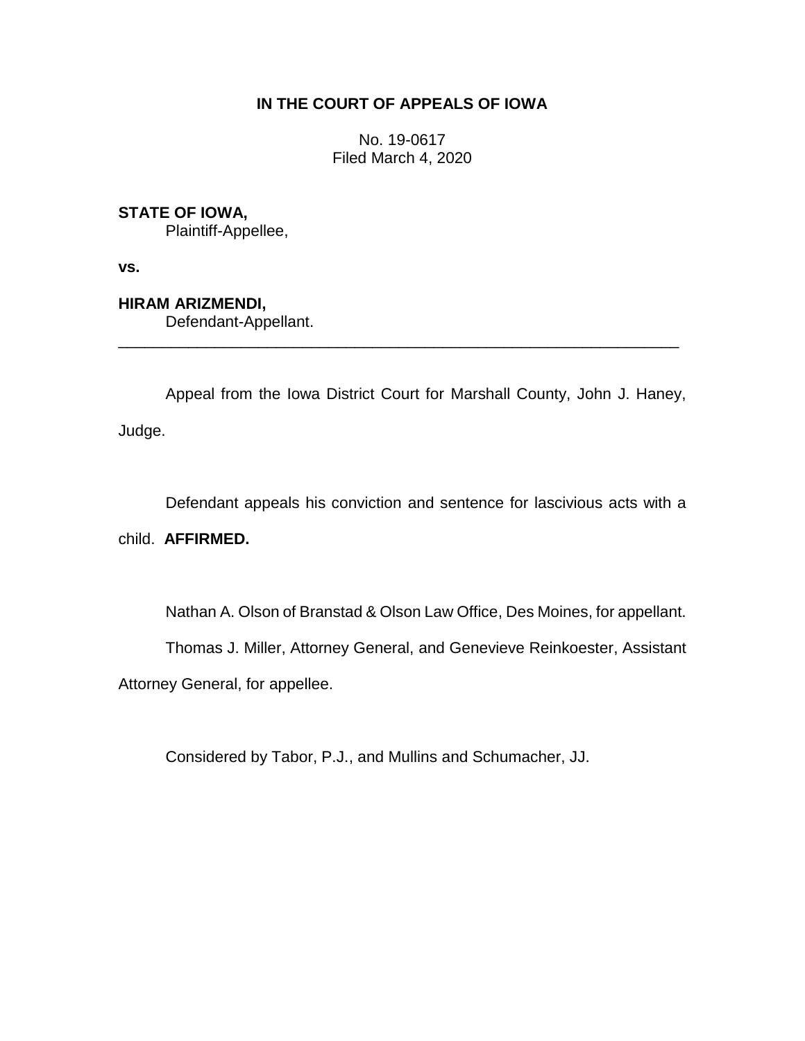**IN THE COURT OF APPEALS OF IOWA**

No. 19-0617
Filed March 4, 2020

**STATE OF IOWA,**
Plaintiff-Appellee,

**vs.**

**HIRAM ARIZMENDI,**
Defendant-Appellant.

---

Appeal from the Iowa District Court for Marshall County, John J. Haney, Judge.

Defendant appeals his conviction and sentence for lascivious acts with a child. **AFFIRMED.**

Nathan A. Olson of Branstad & Olson Law Office, Des Moines, for appellant.

Thomas J. Miller, Attorney General, and Genevieve Reinkoester, Assistant Attorney General, for appellee.

Considered by Tabor, P.J., and Mullins and Schumacher, JJ.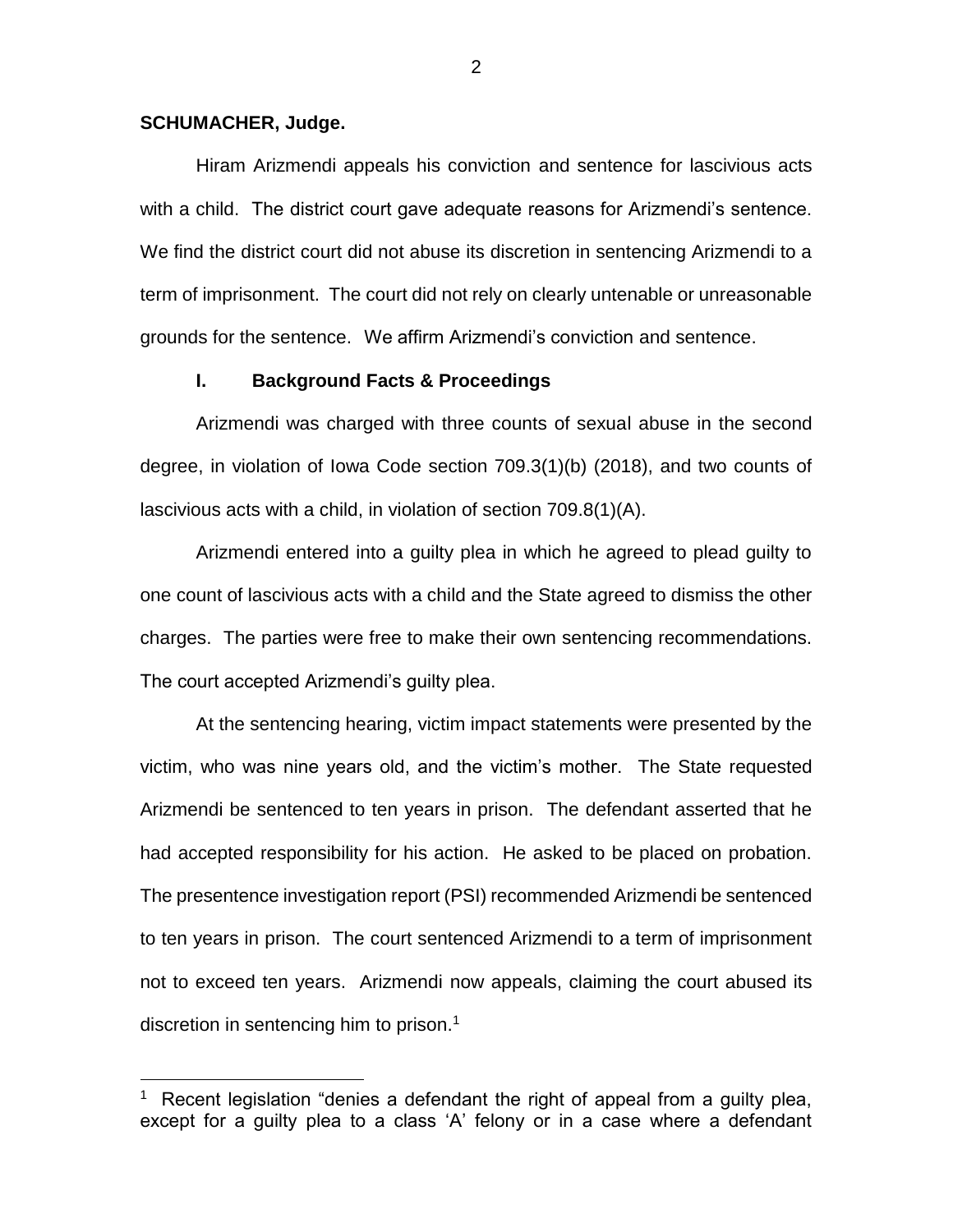**SCHUMACHER, Judge.**

Hiram Arizmendi appeals his conviction and sentence for lascivious acts with a child. The district court gave adequate reasons for Arizmendi's sentence. We find the district court did not abuse its discretion in sentencing Arizmendi to a term of imprisonment. The court did not rely on clearly untenable or unreasonable grounds for the sentence. We affirm Arizmendi's conviction and sentence.

## I. Background Facts & Proceedings

Arizmendi was charged with three counts of sexual abuse in the second degree, in violation of Iowa Code section 709.3(1)(b) (2018), and two counts of lascivious acts with a child, in violation of section 709.8(1)(A).

Arizmendi entered into a guilty plea in which he agreed to plead guilty to one count of lascivious acts with a child and the State agreed to dismiss the other charges. The parties were free to make their own sentencing recommendations. The court accepted Arizmendi's guilty plea.

At the sentencing hearing, victim impact statements were presented by the victim, who was nine years old, and the victim's mother. The State requested Arizmendi be sentenced to ten years in prison. The defendant asserted that he had accepted responsibility for his action. He asked to be placed on probation. The presentence investigation report (PSI) recommended Arizmendi be sentenced to ten years in prison. The court sentenced Arizmendi to a term of imprisonment not to exceed ten years. Arizmendi now appeals, claiming the court abused its discretion in sentencing him to prison.[1]

---

[1] Recent legislation "denies a defendant the right of appeal from a guilty plea, except for a guilty plea to a class 'A' felony or in a case where a defendant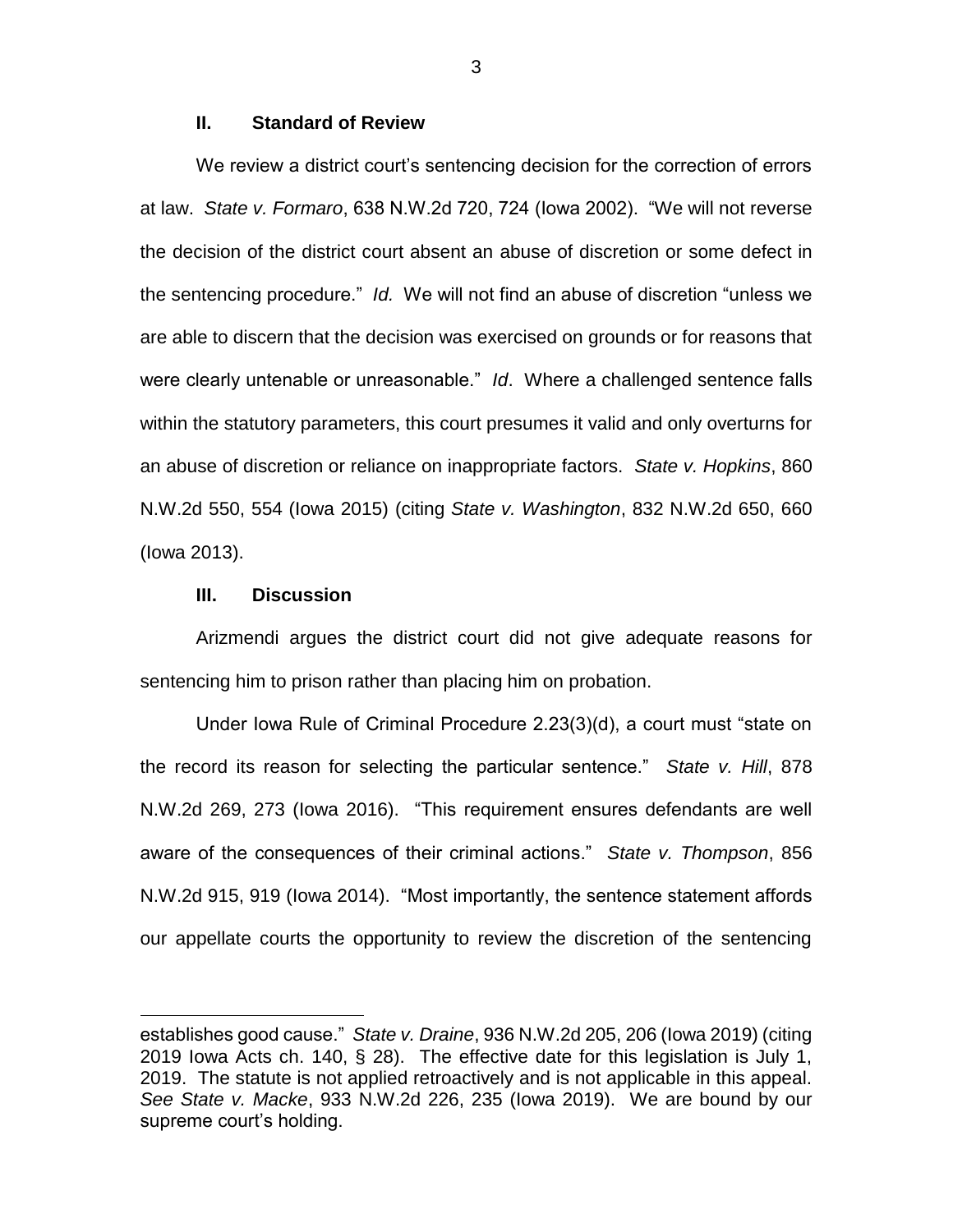## II. Standard of Review

We review a district court's sentencing decision for the correction of errors at law. *State v. Formaro*, 638 N.W.2d 720, 724 (Iowa 2002). "We will not reverse the decision of the district court absent an abuse of discretion or some defect in the sentencing procedure." *Id.* We will not find an abuse of discretion "unless we are able to discern that the decision was exercised on grounds or for reasons that were clearly untenable or unreasonable." *Id*. Where a challenged sentence falls within the statutory parameters, this court presumes it valid and only overturns for an abuse of discretion or reliance on inappropriate factors. *State v. Hopkins*, 860 N.W.2d 550, 554 (Iowa 2015) (citing *State v. Washington*, 832 N.W.2d 650, 660 (Iowa 2013).

## III. Discussion

Arizmendi argues the district court did not give adequate reasons for sentencing him to prison rather than placing him on probation.

Under Iowa Rule of Criminal Procedure 2.23(3)(d), a court must "state on the record its reason for selecting the particular sentence." *State v. Hill*, 878 N.W.2d 269, 273 (Iowa 2016). "This requirement ensures defendants are well aware of the consequences of their criminal actions." *State v. Thompson*, 856 N.W.2d 915, 919 (Iowa 2014). "Most importantly, the sentence statement affords our appellate courts the opportunity to review the discretion of the sentencing

---

establishes good cause." *State v. Draine*, 936 N.W.2d 205, 206 (Iowa 2019) (citing 2019 Iowa Acts ch. 140, § 28). The effective date for this legislation is July 1, 2019. The statute is not applied retroactively and is not applicable in this appeal. *See State v. Macke*, 933 N.W.2d 226, 235 (Iowa 2019). We are bound by our supreme court's holding.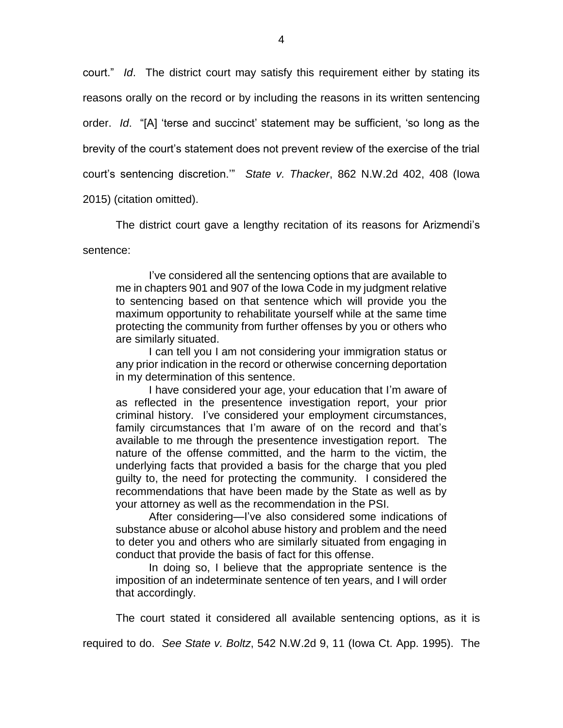court." *Id*. The district court may satisfy this requirement either by stating its reasons orally on the record or by including the reasons in its written sentencing order. *Id*. "[A] 'terse and succinct' statement may be sufficient, 'so long as the brevity of the court's statement does not prevent review of the exercise of the trial court's sentencing discretion.'" *State v. Thacker*, 862 N.W.2d 402, 408 (Iowa 2015) (citation omitted).

The district court gave a lengthy recitation of its reasons for Arizmendi's sentence:

> I've considered all the sentencing options that are available to me in chapters 901 and 907 of the Iowa Code in my judgment relative to sentencing based on that sentence which will provide you the maximum opportunity to rehabilitate yourself while at the same time protecting the community from further offenses by you or others who are similarly situated.
>
> I can tell you I am not considering your immigration status or any prior indication in the record or otherwise concerning deportation in my determination of this sentence.
>
> I have considered your age, your education that I'm aware of as reflected in the presentence investigation report, your prior criminal history. I've considered your employment circumstances, family circumstances that I'm aware of on the record and that's available to me through the presentence investigation report. The nature of the offense committed, and the harm to the victim, the underlying facts that provided a basis for the charge that you pled guilty to, the need for protecting the community. I considered the recommendations that have been made by the State as well as by your attorney as well as the recommendation in the PSI.
>
> After considering—I've also considered some indications of substance abuse or alcohol abuse history and problem and the need to deter you and others who are similarly situated from engaging in conduct that provide the basis of fact for this offense.
>
> In doing so, I believe that the appropriate sentence is the imposition of an indeterminate sentence of ten years, and I will order that accordingly.

The court stated it considered all available sentencing options, as it is required to do. *See State v. Boltz*, 542 N.W.2d 9, 11 (Iowa Ct. App. 1995). The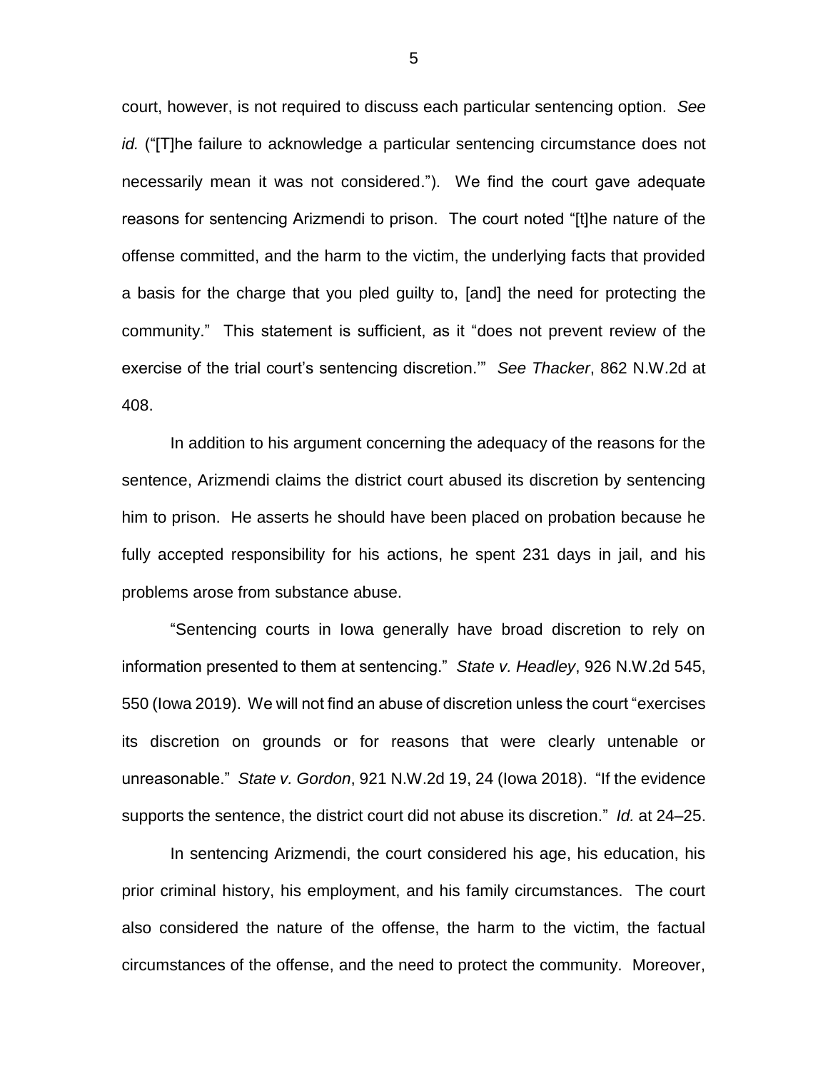court, however, is not required to discuss each particular sentencing option. *See id.* ("[T]he failure to acknowledge a particular sentencing circumstance does not necessarily mean it was not considered."). We find the court gave adequate reasons for sentencing Arizmendi to prison. The court noted "[t]he nature of the offense committed, and the harm to the victim, the underlying facts that provided a basis for the charge that you pled guilty to, [and] the need for protecting the community." This statement is sufficient, as it "does not prevent review of the exercise of the trial court's sentencing discretion.'" *See Thacker*, 862 N.W.2d at 408.

In addition to his argument concerning the adequacy of the reasons for the sentence, Arizmendi claims the district court abused its discretion by sentencing him to prison. He asserts he should have been placed on probation because he fully accepted responsibility for his actions, he spent 231 days in jail, and his problems arose from substance abuse.

"Sentencing courts in Iowa generally have broad discretion to rely on information presented to them at sentencing." *State v. Headley*, 926 N.W.2d 545, 550 (Iowa 2019). We will not find an abuse of discretion unless the court "exercises its discretion on grounds or for reasons that were clearly untenable or unreasonable." *State v. Gordon*, 921 N.W.2d 19, 24 (Iowa 2018). "If the evidence supports the sentence, the district court did not abuse its discretion." *Id.* at 24–25.

In sentencing Arizmendi, the court considered his age, his education, his prior criminal history, his employment, and his family circumstances. The court also considered the nature of the offense, the harm to the victim, the factual circumstances of the offense, and the need to protect the community. Moreover,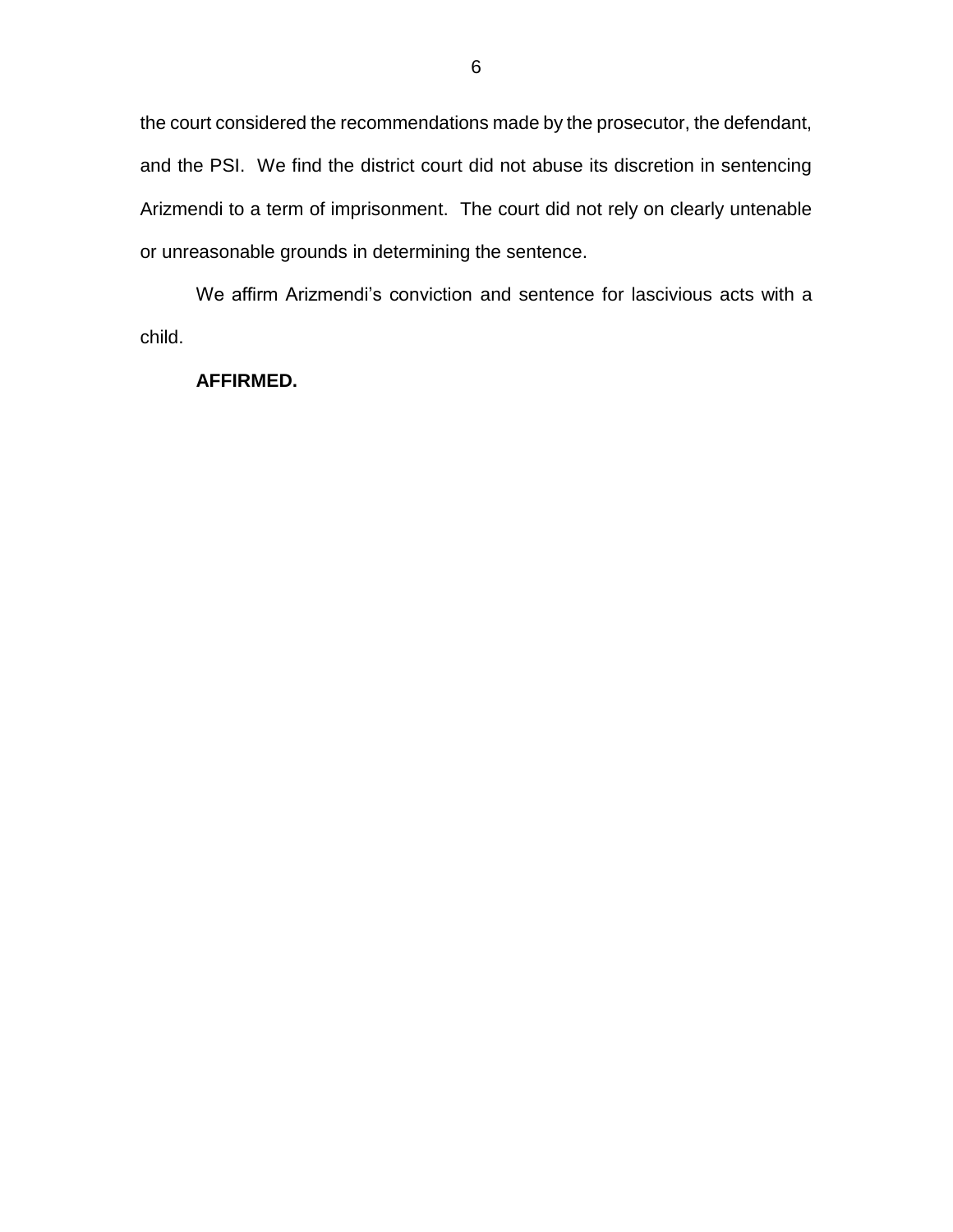the court considered the recommendations made by the prosecutor, the defendant, and the PSI. We find the district court did not abuse its discretion in sentencing Arizmendi to a term of imprisonment. The court did not rely on clearly untenable or unreasonable grounds in determining the sentence.

We affirm Arizmendi's conviction and sentence for lascivious acts with a child.

**AFFIRMED.**